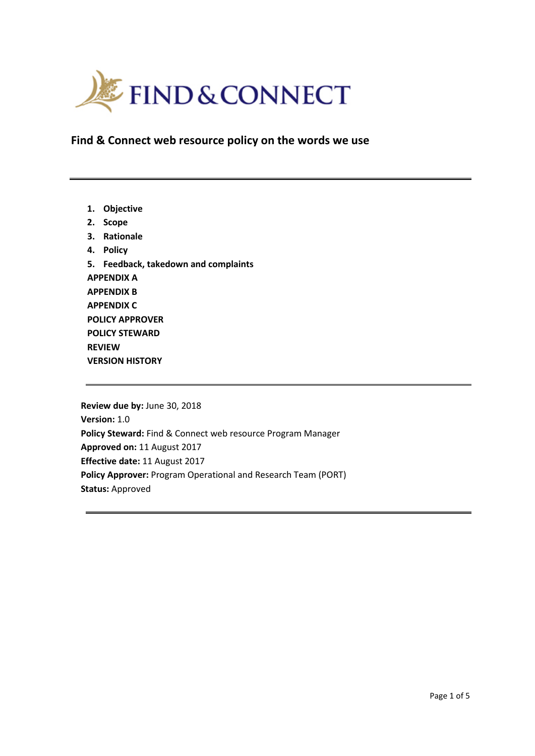FIND & CONNECT

# Find & Connect web resource policy on the words we use

---

1. **Objective**
2. **Scope**
3. **Rationale**
4. **Policy**
5. **Feedback, takedown and complaints**

**APPENDIX A**
**APPENDIX B**
**APPENDIX C**
**POLICY APPROVER**
**POLICY STEWARD**
**REVIEW**
**VERSION HISTORY**

---

**Review due by:** June 30, 2018
**Version:** 1.0
**Policy Steward:** Find & Connect web resource Program Manager
**Approved on:** 11 August 2017
**Effective date:** 11 August 2017
**Policy Approver:** Program Operational and Research Team (PORT)
**Status:** Approved

---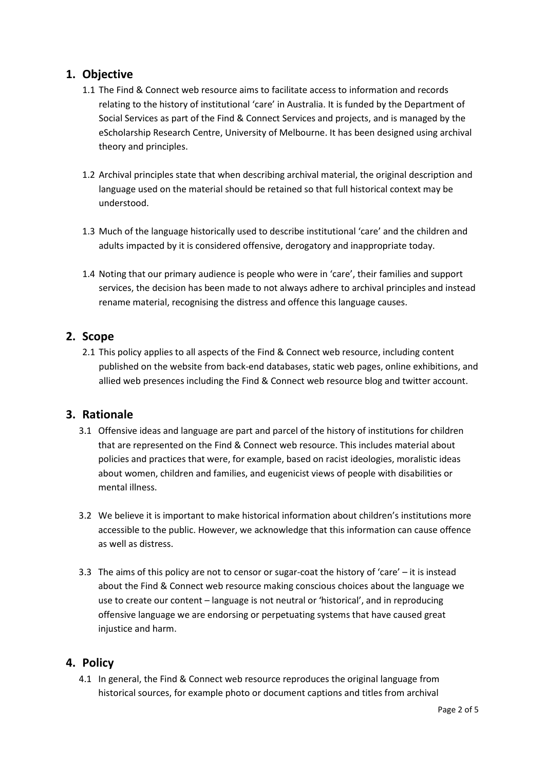## 1. Objective

1.1 The Find & Connect web resource aims to facilitate access to information and records relating to the history of institutional 'care' in Australia. It is funded by the Department of Social Services as part of the Find & Connect Services and projects, and is managed by the eScholarship Research Centre, University of Melbourne. It has been designed using archival theory and principles.

1.2 Archival principles state that when describing archival material, the original description and language used on the material should be retained so that full historical context may be understood.

1.3 Much of the language historically used to describe institutional 'care' and the children and adults impacted by it is considered offensive, derogatory and inappropriate today.

1.4 Noting that our primary audience is people who were in 'care', their families and support services, the decision has been made to not always adhere to archival principles and instead rename material, recognising the distress and offence this language causes.

## 2. Scope

2.1 This policy applies to all aspects of the Find & Connect web resource, including content published on the website from back-end databases, static web pages, online exhibitions, and allied web presences including the Find & Connect web resource blog and twitter account.

## 3. Rationale

3.1 Offensive ideas and language are part and parcel of the history of institutions for children that are represented on the Find & Connect web resource. This includes material about policies and practices that were, for example, based on racist ideologies, moralistic ideas about women, children and families, and eugenicist views of people with disabilities or mental illness.

3.2 We believe it is important to make historical information about children's institutions more accessible to the public. However, we acknowledge that this information can cause offence as well as distress.

3.3 The aims of this policy are not to censor or sugar-coat the history of 'care' – it is instead about the Find & Connect web resource making conscious choices about the language we use to create our content – language is not neutral or 'historical', and in reproducing offensive language we are endorsing or perpetuating systems that have caused great injustice and harm.

## 4. Policy

4.1 In general, the Find & Connect web resource reproduces the original language from historical sources, for example photo or document captions and titles from archival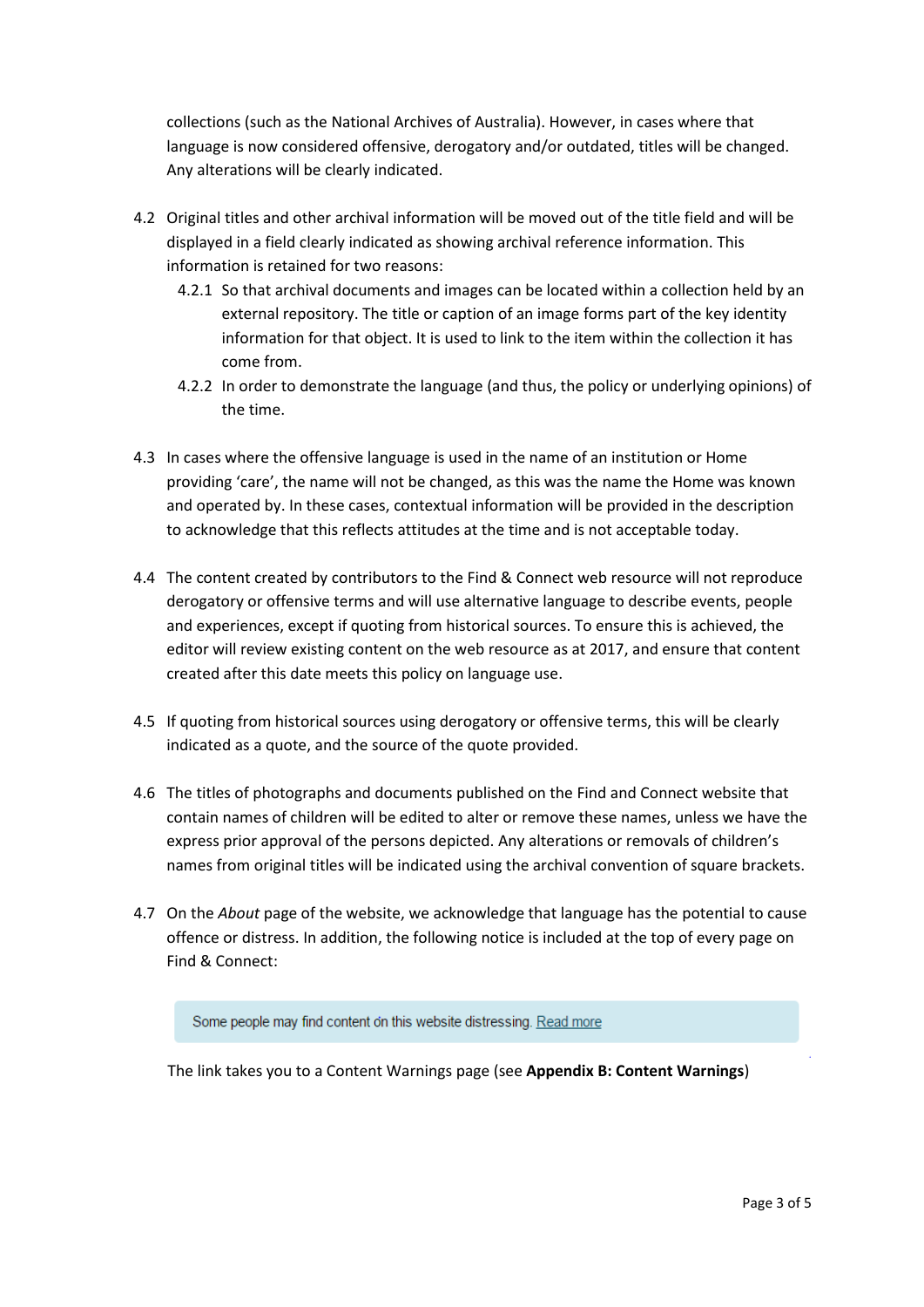collections (such as the National Archives of Australia). However, in cases where that language is now considered offensive, derogatory and/or outdated, titles will be changed. Any alterations will be clearly indicated.

4.2 Original titles and other archival information will be moved out of the title field and will be displayed in a field clearly indicated as showing archival reference information. This information is retained for two reasons:

   4.2.1 So that archival documents and images can be located within a collection held by an external repository. The title or caption of an image forms part of the key identity information for that object. It is used to link to the item within the collection it has come from.

   4.2.2 In order to demonstrate the language (and thus, the policy or underlying opinions) of the time.

4.3 In cases where the offensive language is used in the name of an institution or Home providing 'care', the name will not be changed, as this was the name the Home was known and operated by. In these cases, contextual information will be provided in the description to acknowledge that this reflects attitudes at the time and is not acceptable today.

4.4 The content created by contributors to the Find & Connect web resource will not reproduce derogatory or offensive terms and will use alternative language to describe events, people and experiences, except if quoting from historical sources. To ensure this is achieved, the editor will review existing content on the web resource as at 2017, and ensure that content created after this date meets this policy on language use.

4.5 If quoting from historical sources using derogatory or offensive terms, this will be clearly indicated as a quote, and the source of the quote provided.

4.6 The titles of photographs and documents published on the Find and Connect website that contain names of children will be edited to alter or remove these names, unless we have the express prior approval of the persons depicted. Any alterations or removals of children's names from original titles will be indicated using the archival convention of square brackets.

4.7 On the *About* page of the website, we acknowledge that language has the potential to cause offence or distress. In addition, the following notice is included at the top of every page on Find & Connect:

> Some people may find content on this website distressing. Read more

The link takes you to a Content Warnings page (see **Appendix B: Content Warnings**)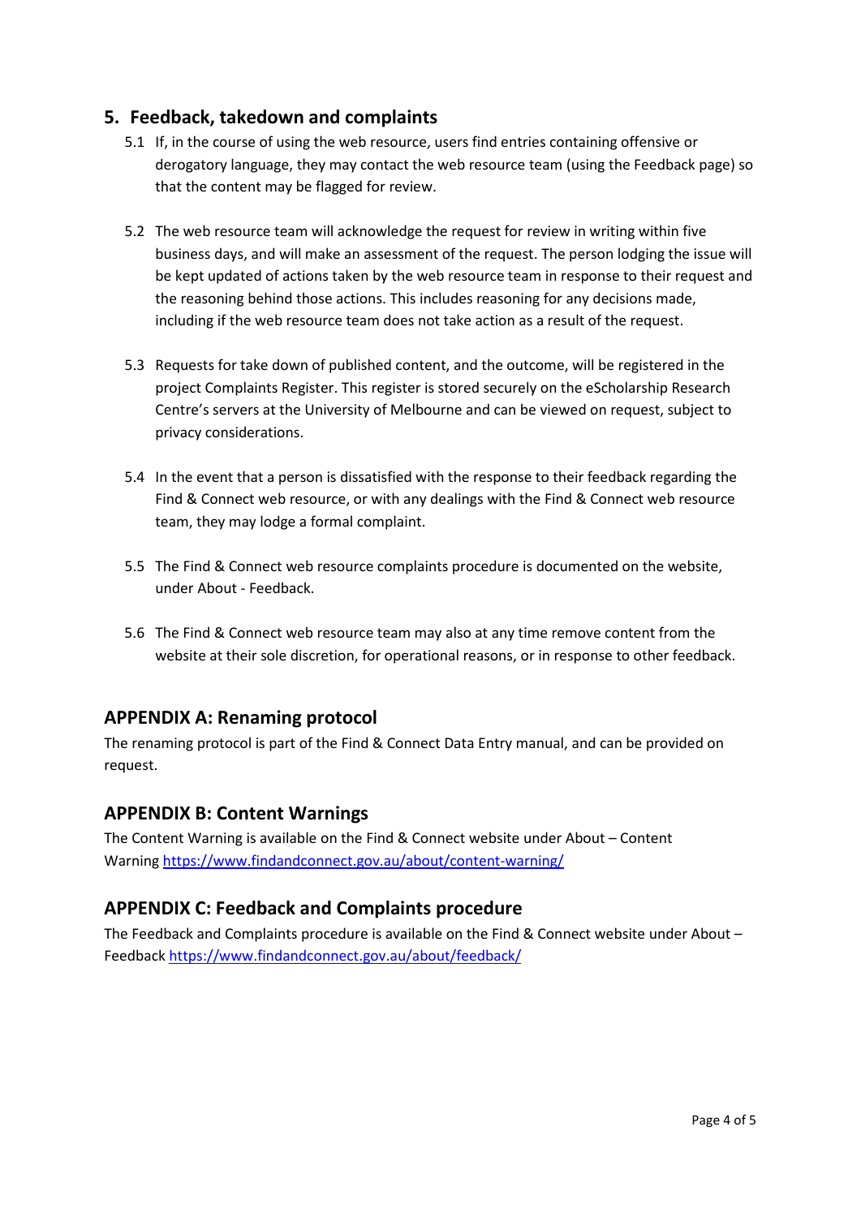## 5. Feedback, takedown and complaints

5.1 If, in the course of using the web resource, users find entries containing offensive or derogatory language, they may contact the web resource team (using the Feedback page) so that the content may be flagged for review.

5.2 The web resource team will acknowledge the request for review in writing within five business days, and will make an assessment of the request. The person lodging the issue will be kept updated of actions taken by the web resource team in response to their request and the reasoning behind those actions. This includes reasoning for any decisions made, including if the web resource team does not take action as a result of the request.

5.3 Requests for take down of published content, and the outcome, will be registered in the project Complaints Register. This register is stored securely on the eScholarship Research Centre's servers at the University of Melbourne and can be viewed on request, subject to privacy considerations.

5.4 In the event that a person is dissatisfied with the response to their feedback regarding the Find & Connect web resource, or with any dealings with the Find & Connect web resource team, they may lodge a formal complaint.

5.5 The Find & Connect web resource complaints procedure is documented on the website, under About - Feedback.

5.6 The Find & Connect web resource team may also at any time remove content from the website at their sole discretion, for operational reasons, or in response to other feedback.

## APPENDIX A: Renaming protocol

The renaming protocol is part of the Find & Connect Data Entry manual, and can be provided on request.

## APPENDIX B: Content Warnings

The Content Warning is available on the Find & Connect website under About – Content Warning https://www.findandconnect.gov.au/about/content-warning/

## APPENDIX C: Feedback and Complaints procedure

The Feedback and Complaints procedure is available on the Find & Connect website under About – Feedback https://www.findandconnect.gov.au/about/feedback/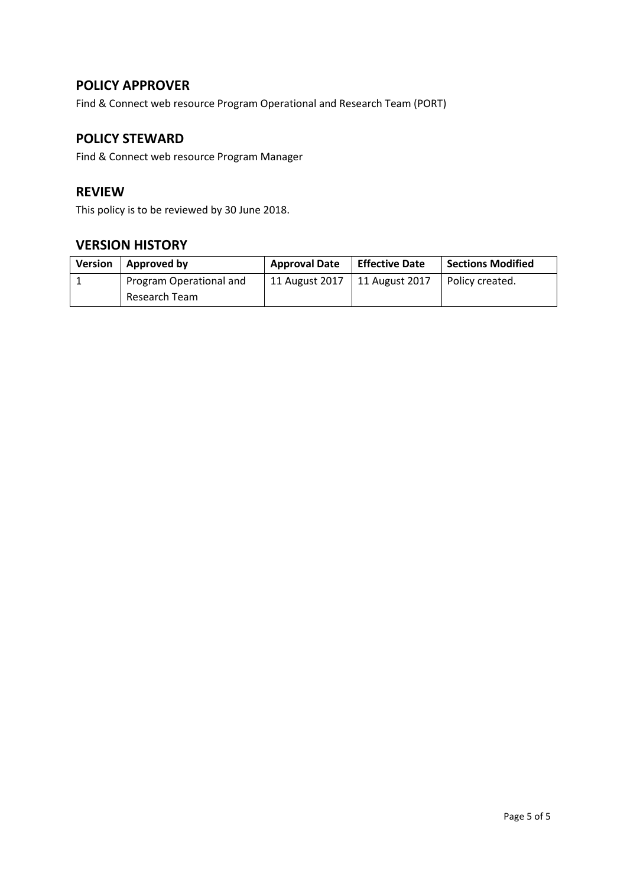## POLICY APPROVER

Find & Connect web resource Program Operational and Research Team (PORT)

## POLICY STEWARD

Find & Connect web resource Program Manager

## REVIEW

This policy is to be reviewed by 30 June 2018.

## VERSION HISTORY

| Version | Approved by | Approval Date | Effective Date | Sections Modified |
|---|---|---|---|---|
| 1 | Program Operational and Research Team | 11 August 2017 | 11 August 2017 | Policy created. |